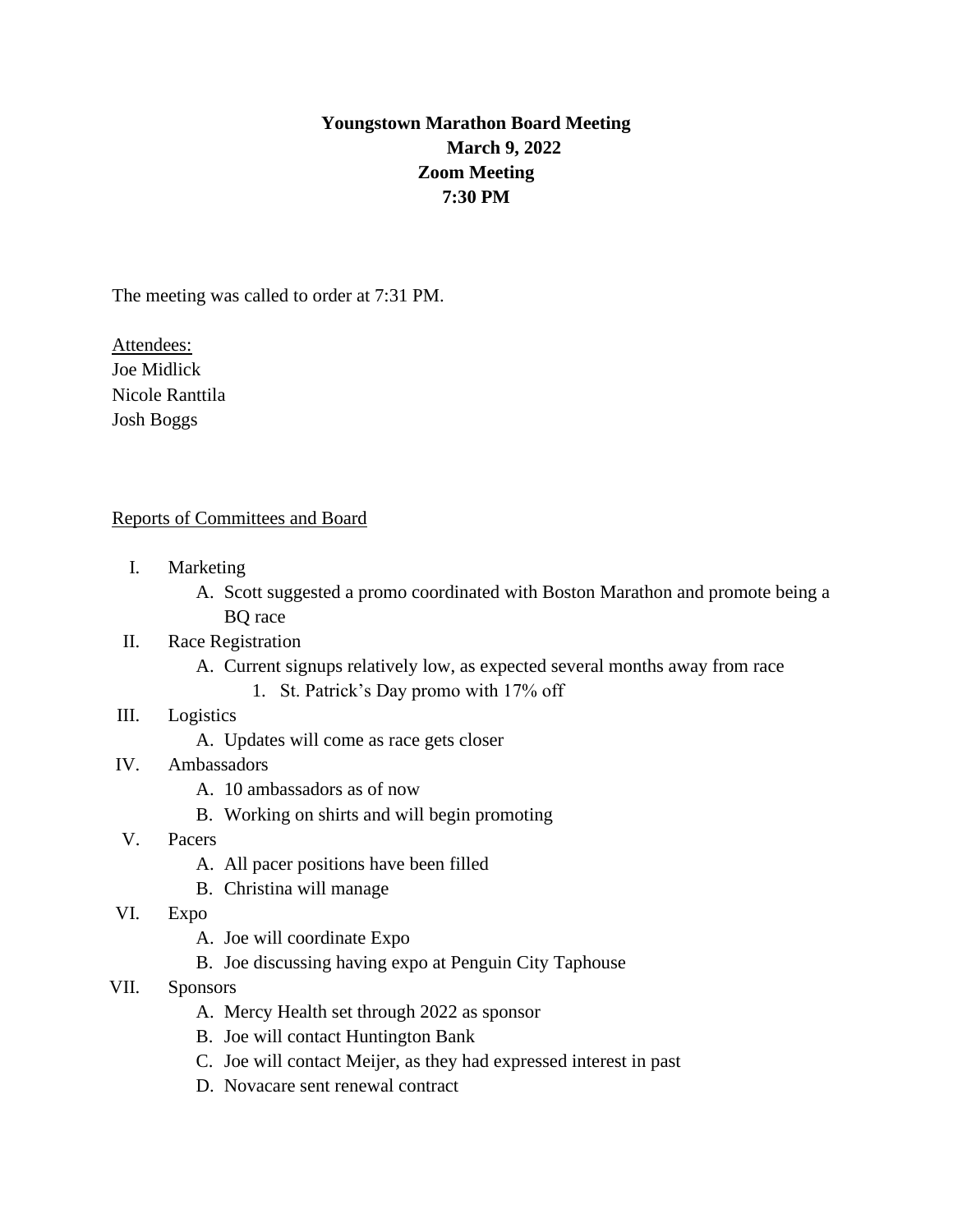# Youngstown Marathon Board Meeting

**March 9, 2022**

**Zoom Meeting**

**7:30 PM**

The meeting was called to order at 7:31 PM.

Attendees:

Joe Midlick

Nicole Ranttila

Josh Boggs

Reports of Committees and Board

I. Marketing
   - A. Scott suggested a promo coordinated with Boston Marathon and promote being a BQ race

II. Race Registration
   - A. Current signups relatively low, as expected several months away from race
     1. St. Patrick's Day promo with 17% off

III. Logistics
   - A. Updates will come as race gets closer

IV. Ambassadors
   - A. 10 ambassadors as of now
   - B. Working on shirts and will begin promoting

V. Pacers
   - A. All pacer positions have been filled
   - B. Christina will manage

VI. Expo
   - A. Joe will coordinate Expo
   - B. Joe discussing having expo at Penguin City Taphouse

VII. Sponsors
   - A. Mercy Health set through 2022 as sponsor
   - B. Joe will contact Huntington Bank
   - C. Joe will contact Meijer, as they had expressed interest in past
   - D. Novacare sent renewal contract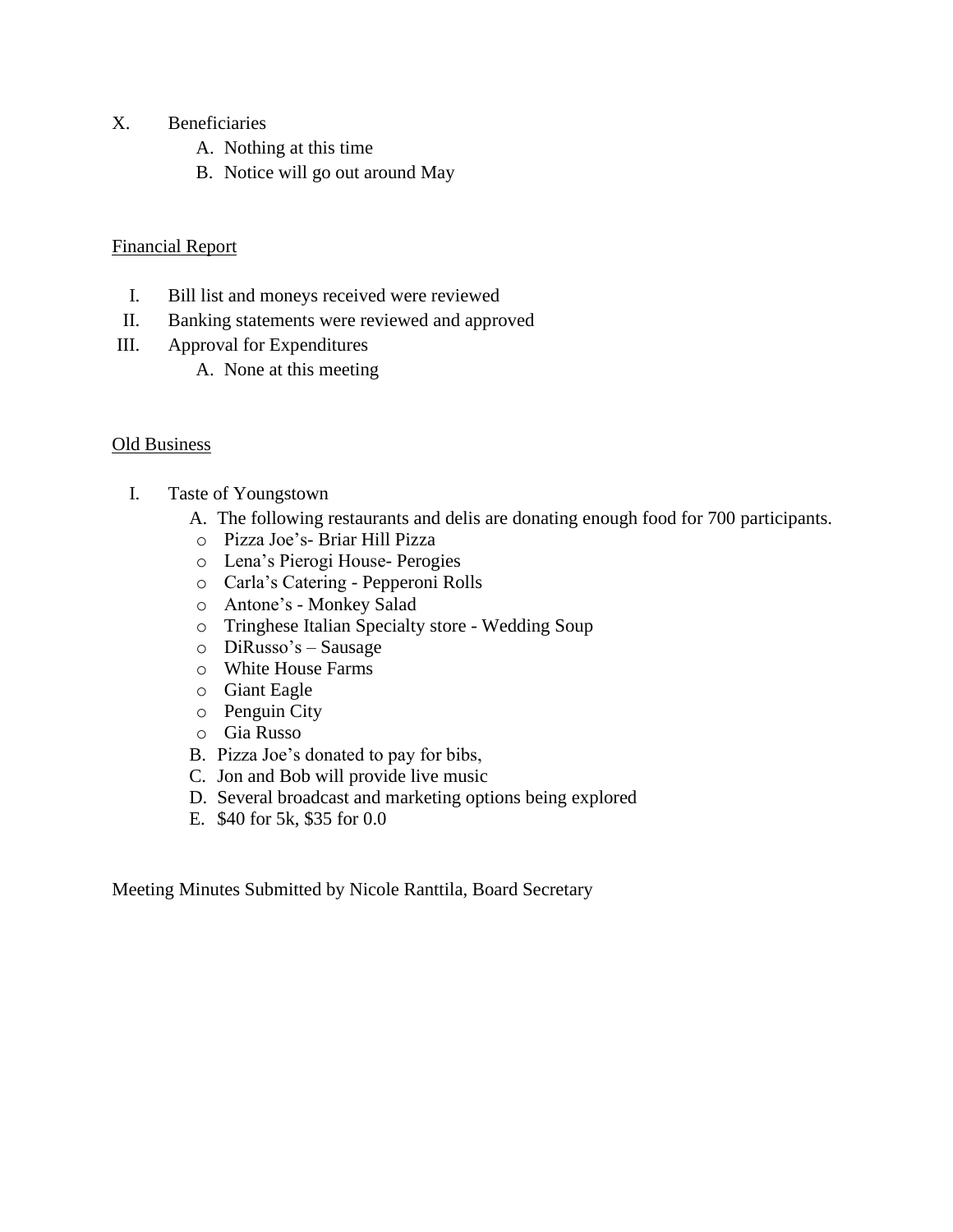X. Beneficiaries
   A. Nothing at this time
   B. Notice will go out around May

Financial Report

I. Bill list and moneys received were reviewed
II. Banking statements were reviewed and approved
III. Approval for Expenditures
   A. None at this meeting

Old Business

I. Taste of Youngstown
   A. The following restaurants and delis are donating enough food for 700 participants.
      - Pizza Joe's- Briar Hill Pizza
      - Lena's Pierogi House- Perogies
      - Carla's Catering - Pepperoni Rolls
      - Antone's - Monkey Salad
      - Tringhese Italian Specialty store - Wedding Soup
      - DiRusso's – Sausage
      - White House Farms
      - Giant Eagle
      - Penguin City
      - Gia Russo
   B. Pizza Joe's donated to pay for bibs,
   C. Jon and Bob will provide live music
   D. Several broadcast and marketing options being explored
   E. $40 for 5k, $35 for 0.0

Meeting Minutes Submitted by Nicole Ranttila, Board Secretary